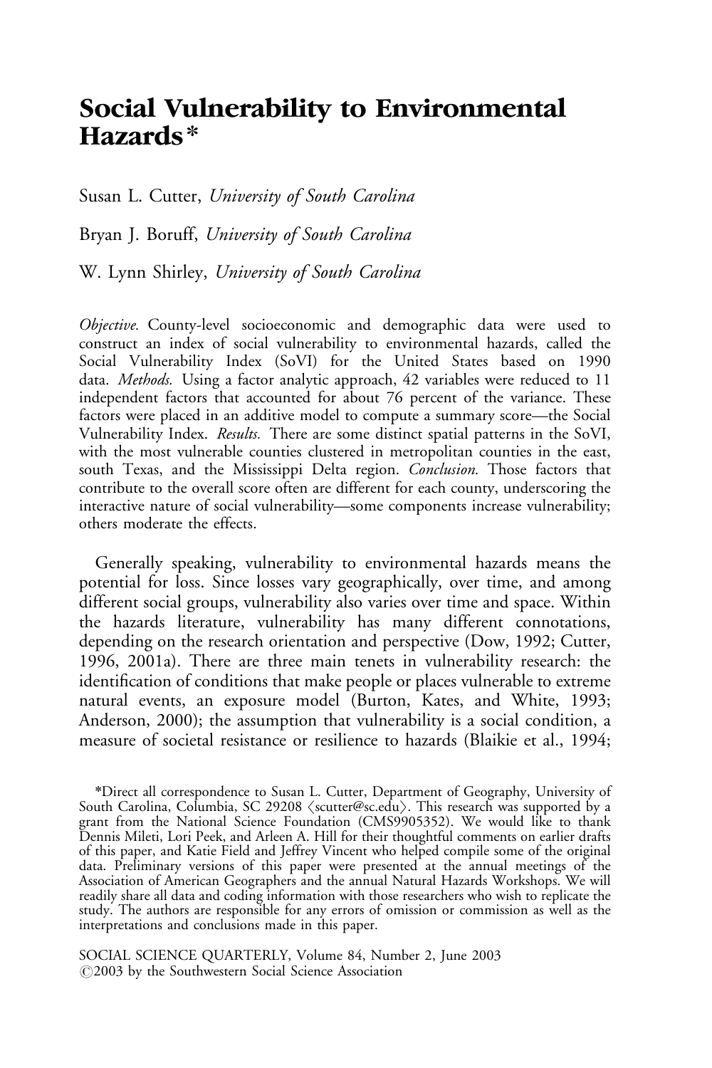# Social Vulnerability to Environmental Hazards*

Susan L. Cutter, *University of South Carolina*

Bryan J. Boruff, *University of South Carolina*

W. Lynn Shirley, *University of South Carolina*

*Objective.* County-level socioeconomic and demographic data were used to construct an index of social vulnerability to environmental hazards, called the Social Vulnerability Index (SoVI) for the United States based on 1990 data. *Methods.* Using a factor analytic approach, 42 variables were reduced to 11 independent factors that accounted for about 76 percent of the variance. These factors were placed in an additive model to compute a summary score—the Social Vulnerability Index. *Results.* There are some distinct spatial patterns in the SoVI, with the most vulnerable counties clustered in metropolitan counties in the east, south Texas, and the Mississippi Delta region. *Conclusion.* Those factors that contribute to the overall score often are different for each county, underscoring the interactive nature of social vulnerability—some components increase vulnerability; others moderate the effects.

Generally speaking, vulnerability to environmental hazards means the potential for loss. Since losses vary geographically, over time, and among different social groups, vulnerability also varies over time and space. Within the hazards literature, vulnerability has many different connotations, depending on the research orientation and perspective (Dow, 1992; Cutter, 1996, 2001a). There are three main tenets in vulnerability research: the identification of conditions that make people or places vulnerable to extreme natural events, an exposure model (Burton, Kates, and White, 1993; Anderson, 2000); the assumption that vulnerability is a social condition, a measure of societal resistance or resilience to hazards (Blaikie et al., 1994;

*Direct all correspondence to Susan L. Cutter, Department of Geography, University of South Carolina, Columbia, SC 29208 ⟨scutter@sc.edu⟩. This research was supported by a grant from the National Science Foundation (CMS9905352). We would like to thank Dennis Mileti, Lori Peek, and Arleen A. Hill for their thoughtful comments on earlier drafts of this paper, and Katie Field and Jeffrey Vincent who helped compile some of the original data. Preliminary versions of this paper were presented at the annual meetings of the Association of American Geographers and the annual Natural Hazards Workshops. We will readily share all data and coding information with those researchers who wish to replicate the study. The authors are responsible for any errors of omission or commission as well as the interpretations and conclusions made in this paper.

SOCIAL SCIENCE QUARTERLY, Volume 84, Number 2, June 2003
©2003 by the Southwestern Social Science Association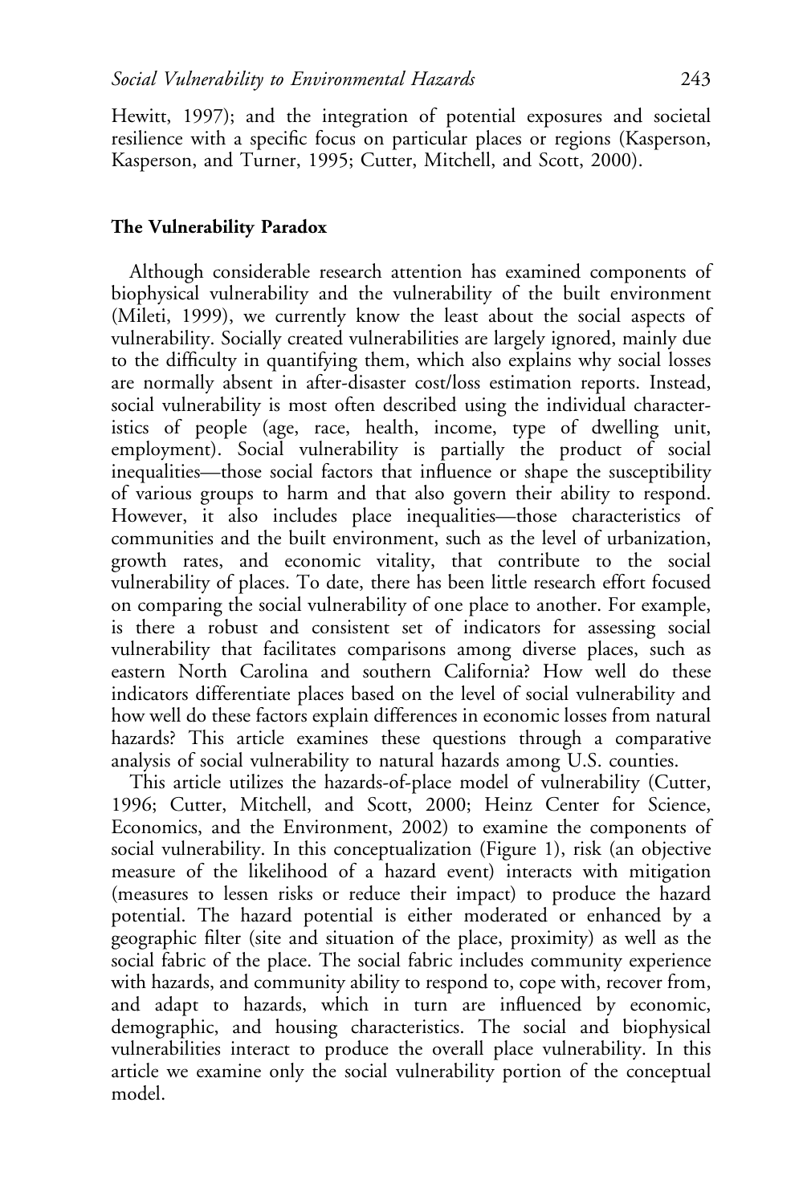Hewitt, 1997); and the integration of potential exposures and societal resilience with a specific focus on particular places or regions (Kasperson, Kasperson, and Turner, 1995; Cutter, Mitchell, and Scott, 2000).

### The Vulnerability Paradox

Although considerable research attention has examined components of biophysical vulnerability and the vulnerability of the built environment (Mileti, 1999), we currently know the least about the social aspects of vulnerability. Socially created vulnerabilities are largely ignored, mainly due to the difficulty in quantifying them, which also explains why social losses are normally absent in after-disaster cost/loss estimation reports. Instead, social vulnerability is most often described using the individual characteristics of people (age, race, health, income, type of dwelling unit, employment). Social vulnerability is partially the product of social inequalities—those social factors that influence or shape the susceptibility of various groups to harm and that also govern their ability to respond. However, it also includes place inequalities—those characteristics of communities and the built environment, such as the level of urbanization, growth rates, and economic vitality, that contribute to the social vulnerability of places. To date, there has been little research effort focused on comparing the social vulnerability of one place to another. For example, is there a robust and consistent set of indicators for assessing social vulnerability that facilitates comparisons among diverse places, such as eastern North Carolina and southern California? How well do these indicators differentiate places based on the level of social vulnerability and how well do these factors explain differences in economic losses from natural hazards? This article examines these questions through a comparative analysis of social vulnerability to natural hazards among U.S. counties.

This article utilizes the hazards-of-place model of vulnerability (Cutter, 1996; Cutter, Mitchell, and Scott, 2000; Heinz Center for Science, Economics, and the Environment, 2002) to examine the components of social vulnerability. In this conceptualization (Figure 1), risk (an objective measure of the likelihood of a hazard event) interacts with mitigation (measures to lessen risks or reduce their impact) to produce the hazard potential. The hazard potential is either moderated or enhanced by a geographic filter (site and situation of the place, proximity) as well as the social fabric of the place. The social fabric includes community experience with hazards, and community ability to respond to, cope with, recover from, and adapt to hazards, which in turn are influenced by economic, demographic, and housing characteristics. The social and biophysical vulnerabilities interact to produce the overall place vulnerability. In this article we examine only the social vulnerability portion of the conceptual model.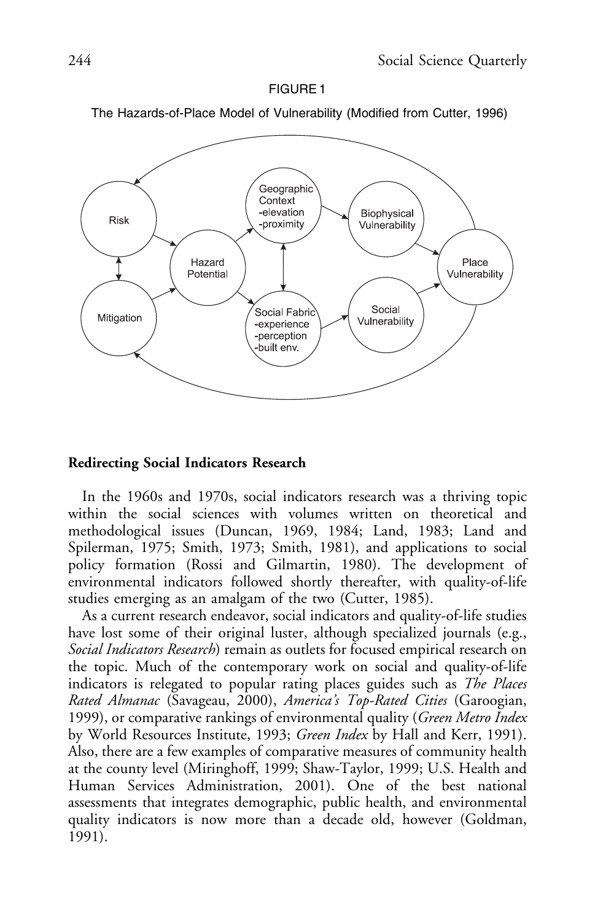FIGURE 1

The Hazards-of-Place Model of Vulnerability (Modified from Cutter, 1996)

## Redirecting Social Indicators Research

In the 1960s and 1970s, social indicators research was a thriving topic within the social sciences with volumes written on theoretical and methodological issues (Duncan, 1969, 1984; Land, 1983; Land and Spilerman, 1975; Smith, 1973; Smith, 1981), and applications to social policy formation (Rossi and Gilmartin, 1980). The development of environmental indicators followed shortly thereafter, with quality-of-life studies emerging as an amalgam of the two (Cutter, 1985).

As a current research endeavor, social indicators and quality-of-life studies have lost some of their original luster, although specialized journals (e.g., *Social Indicators Research*) remain as outlets for focused empirical research on the topic. Much of the contemporary work on social and quality-of-life indicators is relegated to popular rating places guides such as *The Places Rated Almanac* (Savageau, 2000), *America's Top-Rated Cities* (Garoogian, 1999), or comparative rankings of environmental quality (*Green Metro Index* by World Resources Institute, 1993; *Green Index* by Hall and Kerr, 1991). Also, there are a few examples of comparative measures of community health at the county level (Miringhoff, 1999; Shaw-Taylor, 1999; U.S. Health and Human Services Administration, 2001). One of the best national assessments that integrates demographic, public health, and environmental quality indicators is now more than a decade old, however (Goldman, 1991).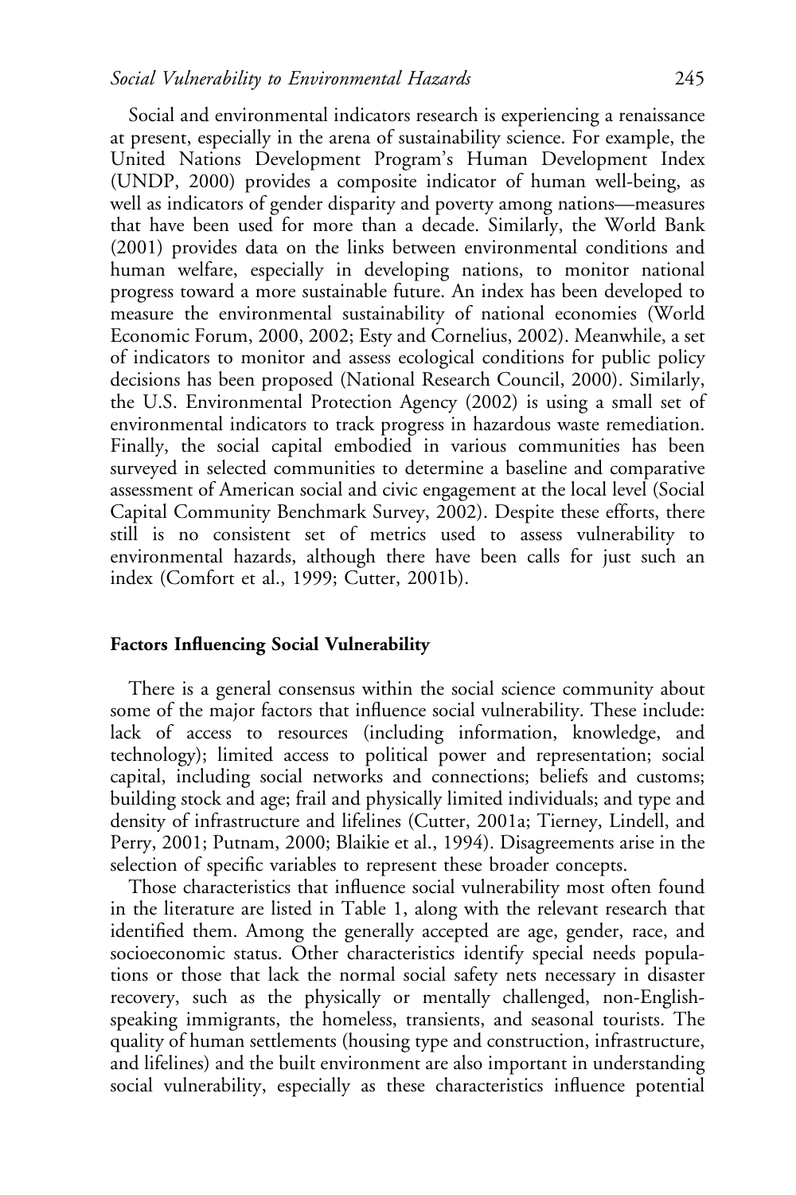Social and environmental indicators research is experiencing a renaissance at present, especially in the arena of sustainability science. For example, the United Nations Development Program's Human Development Index (UNDP, 2000) provides a composite indicator of human well-being, as well as indicators of gender disparity and poverty among nations—measures that have been used for more than a decade. Similarly, the World Bank (2001) provides data on the links between environmental conditions and human welfare, especially in developing nations, to monitor national progress toward a more sustainable future. An index has been developed to measure the environmental sustainability of national economies (World Economic Forum, 2000, 2002; Esty and Cornelius, 2002). Meanwhile, a set of indicators to monitor and assess ecological conditions for public policy decisions has been proposed (National Research Council, 2000). Similarly, the U.S. Environmental Protection Agency (2002) is using a small set of environmental indicators to track progress in hazardous waste remediation. Finally, the social capital embodied in various communities has been surveyed in selected communities to determine a baseline and comparative assessment of American social and civic engagement at the local level (Social Capital Community Benchmark Survey, 2002). Despite these efforts, there still is no consistent set of metrics used to assess vulnerability to environmental hazards, although there have been calls for just such an index (Comfort et al., 1999; Cutter, 2001b).

## Factors Influencing Social Vulnerability

There is a general consensus within the social science community about some of the major factors that influence social vulnerability. These include: lack of access to resources (including information, knowledge, and technology); limited access to political power and representation; social capital, including social networks and connections; beliefs and customs; building stock and age; frail and physically limited individuals; and type and density of infrastructure and lifelines (Cutter, 2001a; Tierney, Lindell, and Perry, 2001; Putnam, 2000; Blaikie et al., 1994). Disagreements arise in the selection of specific variables to represent these broader concepts.

Those characteristics that influence social vulnerability most often found in the literature are listed in Table 1, along with the relevant research that identified them. Among the generally accepted are age, gender, race, and socioeconomic status. Other characteristics identify special needs populations or those that lack the normal social safety nets necessary in disaster recovery, such as the physically or mentally challenged, non-English-speaking immigrants, the homeless, transients, and seasonal tourists. The quality of human settlements (housing type and construction, infrastructure, and lifelines) and the built environment are also important in understanding social vulnerability, especially as these characteristics influence potential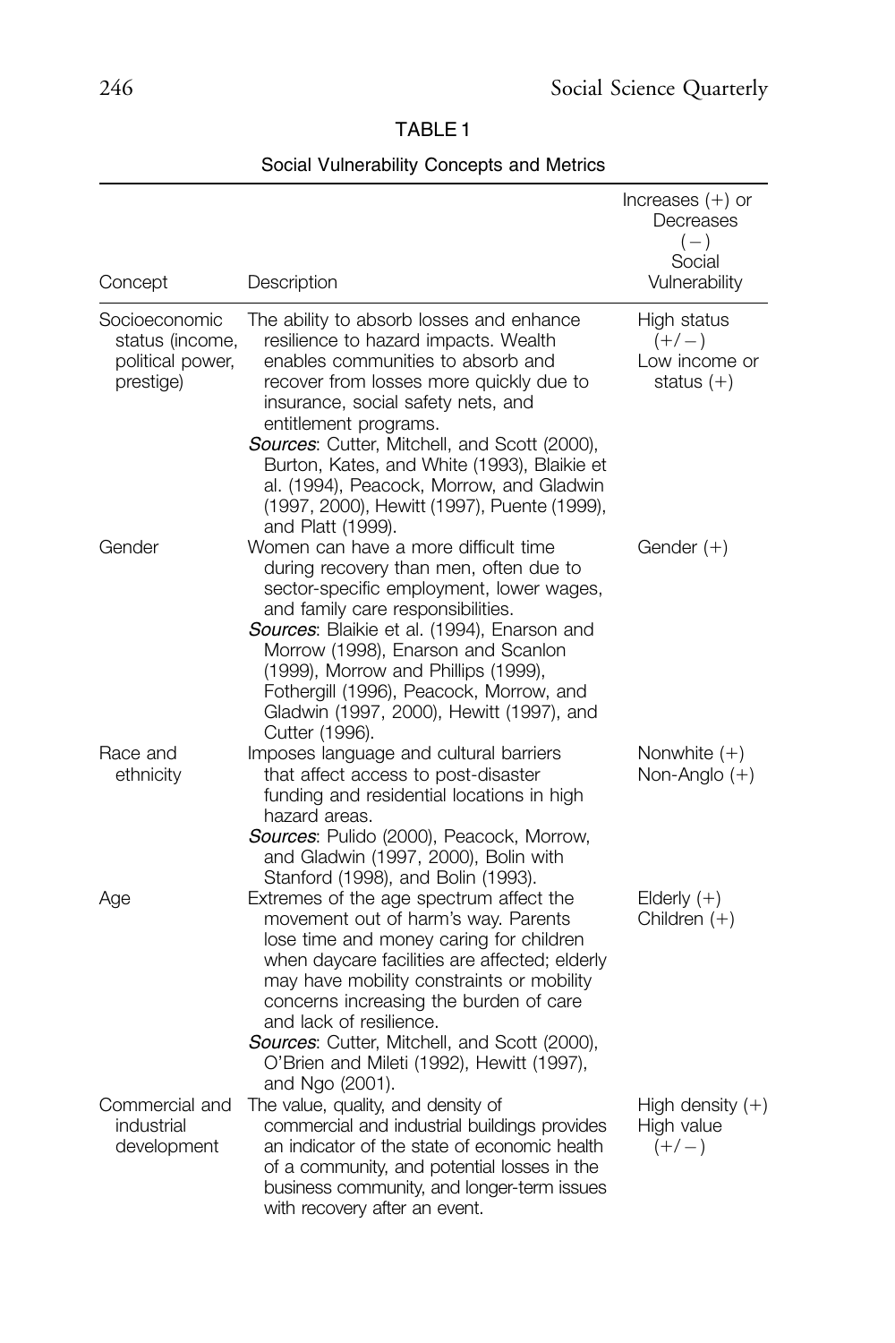TABLE 1

Social Vulnerability Concepts and Metrics

| Concept | Description | Increases (+) or Decreases (−) Social Vulnerability |
|---|---|---|
| Socioeconomic status (income, political power, prestige) | The ability to absorb losses and enhance resilience to hazard impacts. Wealth enables communities to absorb and recover from losses more quickly due to insurance, social safety nets, and entitlement programs. *Sources*: Cutter, Mitchell, and Scott (2000), Burton, Kates, and White (1993), Blaikie et al. (1994), Peacock, Morrow, and Gladwin (1997, 2000), Hewitt (1997), Puente (1999), and Platt (1999). | High status (+/−) Low income or status (+) |
| Gender | Women can have a more difficult time during recovery than men, often due to sector-specific employment, lower wages, and family care responsibilities. *Sources*: Blaikie et al. (1994), Enarson and Morrow (1998), Enarson and Scanlon (1999), Morrow and Phillips (1999), Fothergill (1996), Peacock, Morrow, and Gladwin (1997, 2000), Hewitt (1997), and Cutter (1996). | Gender (+) |
| Race and ethnicity | Imposes language and cultural barriers that affect access to post-disaster funding and residential locations in high hazard areas. *Sources*: Pulido (2000), Peacock, Morrow, and Gladwin (1997, 2000), Bolin with Stanford (1998), and Bolin (1993). | Nonwhite (+) Non-Anglo (+) |
| Age | Extremes of the age spectrum affect the movement out of harm's way. Parents lose time and money caring for children when daycare facilities are affected; elderly may have mobility constraints or mobility concerns increasing the burden of care and lack of resilience. *Sources*: Cutter, Mitchell, and Scott (2000), O'Brien and Mileti (1992), Hewitt (1997), and Ngo (2001). | Elderly (+) Children (+) |
| Commercial and industrial development | The value, quality, and density of commercial and industrial buildings provides an indicator of the state of economic health of a community, and potential losses in the business community, and longer-term issues with recovery after an event. | High density (+) High value (+/−) |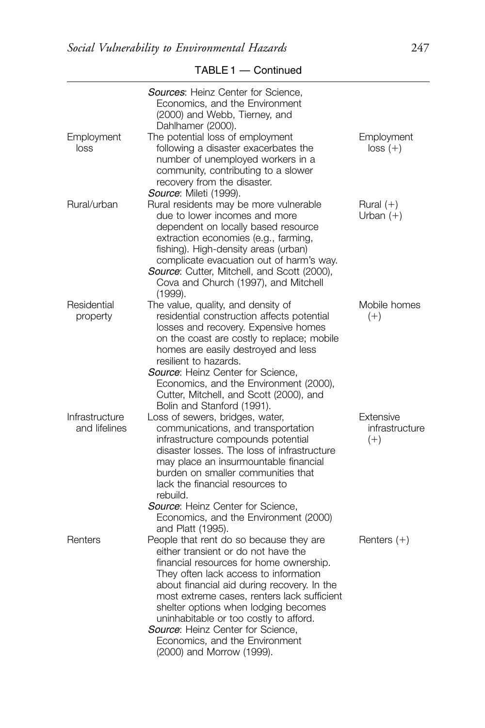TABLE 1 — Continued

| | | |
|---|---|---|
| | *Sources*: Heinz Center for Science, Economics, and the Environment (2000) and Webb, Tierney, and Dahlhamer (2000). | |
| Employment loss | The potential loss of employment following a disaster exacerbates the number of unemployed workers in a community, contributing to a slower recovery from the disaster. *Source*: Mileti (1999). | Employment loss (+) |
| Rural/urban | Rural residents may be more vulnerable due to lower incomes and more dependent on locally based resource extraction economies (e.g., farming, fishing). High-density areas (urban) complicate evacuation out of harm's way. *Source*: Cutter, Mitchell, and Scott (2000), Cova and Church (1997), and Mitchell (1999). | Rural (+) Urban (+) |
| Residential property | The value, quality, and density of residential construction affects potential losses and recovery. Expensive homes on the coast are costly to replace; mobile homes are easily destroyed and less resilient to hazards. *Source*: Heinz Center for Science, Economics, and the Environment (2000), Cutter, Mitchell, and Scott (2000), and Bolin and Stanford (1991). | Mobile homes (+) |
| Infrastructure and lifelines | Loss of sewers, bridges, water, communications, and transportation infrastructure compounds potential disaster losses. The loss of infrastructure may place an insurmountable financial burden on smaller communities that lack the financial resources to rebuild. *Source*: Heinz Center for Science, Economics, and the Environment (2000) and Platt (1995). | Extensive infrastructure (+) |
| Renters | People that rent do so because they are either transient or do not have the financial resources for home ownership. They often lack access to information about financial aid during recovery. In the most extreme cases, renters lack sufficient shelter options when lodging becomes uninhabitable or too costly to afford. *Source*: Heinz Center for Science, Economics, and the Environment (2000) and Morrow (1999). | Renters (+) |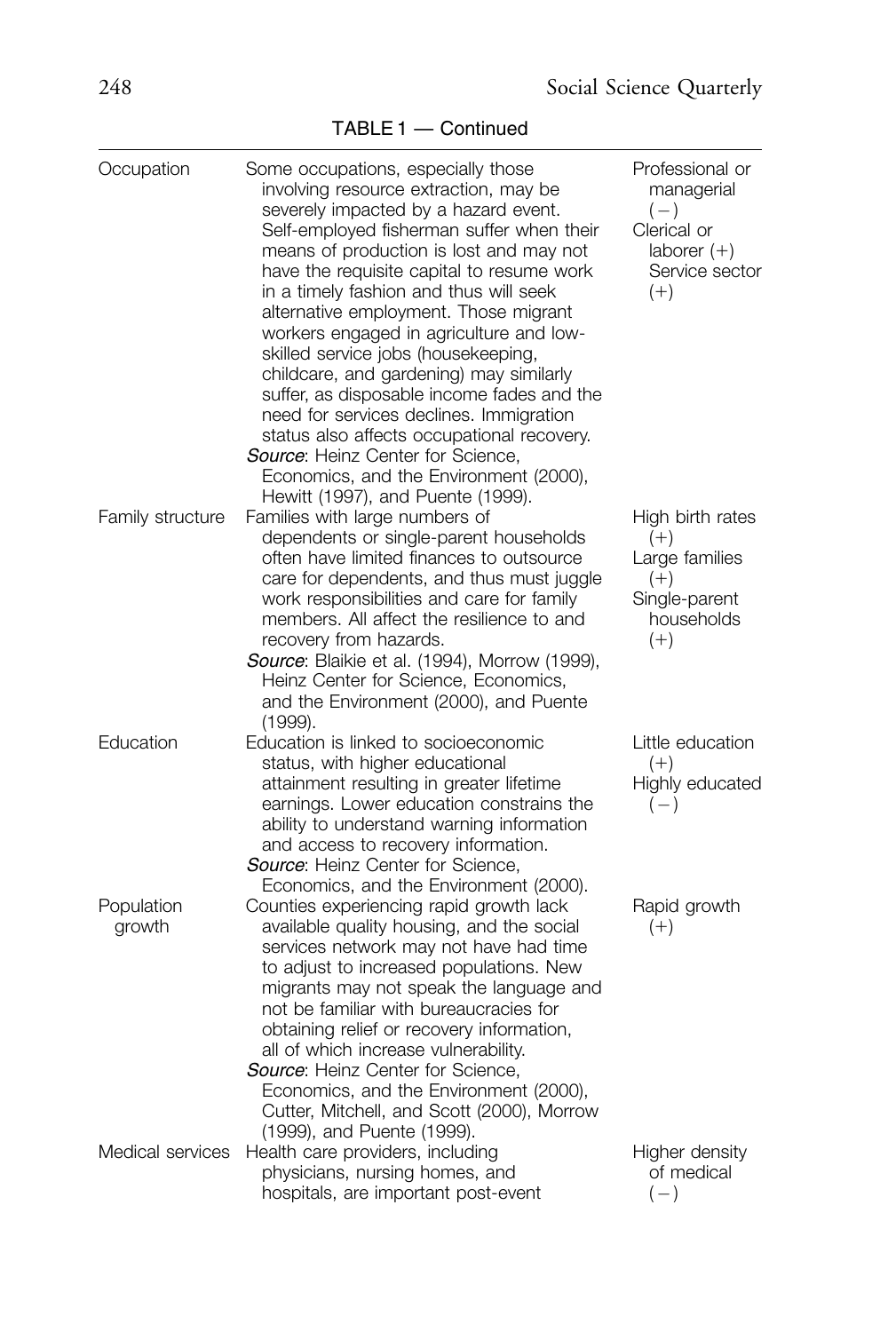TABLE 1 — Continued

| | | |
|---|---|---|
| Occupation | Some occupations, especially those involving resource extraction, may be severely impacted by a hazard event. Self-employed fisherman suffer when their means of production is lost and may not have the requisite capital to resume work in a timely fashion and thus will seek alternative employment. Those migrant workers engaged in agriculture and low-skilled service jobs (housekeeping, childcare, and gardening) may similarly suffer, as disposable income fades and the need for services declines. Immigration status also affects occupational recovery. *Source*: Heinz Center for Science, Economics, and the Environment (2000), Hewitt (1997), and Puente (1999). | Professional or managerial (−) Clerical or laborer (+) Service sector (+) |
| Family structure | Families with large numbers of dependents or single-parent households often have limited finances to outsource care for dependents, and thus must juggle work responsibilities and care for family members. All affect the resilience to and recovery from hazards. *Source*: Blaikie et al. (1994), Morrow (1999), Heinz Center for Science, Economics, and the Environment (2000), and Puente (1999). | High birth rates (+) Large families (+) Single-parent households (+) |
| Education | Education is linked to socioeconomic status, with higher educational attainment resulting in greater lifetime earnings. Lower education constrains the ability to understand warning information and access to recovery information. *Source*: Heinz Center for Science, Economics, and the Environment (2000). | Little education (+) Highly educated (−) |
| Population growth | Counties experiencing rapid growth lack available quality housing, and the social services network may not have had time to adjust to increased populations. New migrants may not speak the language and not be familiar with bureaucracies for obtaining relief or recovery information, all of which increase vulnerability. *Source*: Heinz Center for Science, Economics, and the Environment (2000), Cutter, Mitchell, and Scott (2000), Morrow (1999), and Puente (1999). | Rapid growth (+) |
| Medical services | Health care providers, including physicians, nursing homes, and hospitals, are important post-event | Higher density of medical (−) |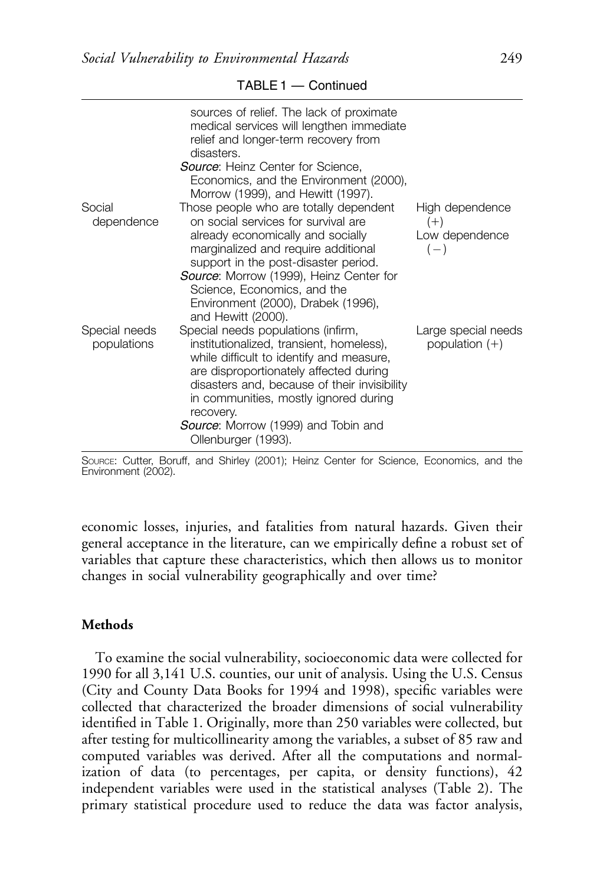TABLE 1 — Continued

| | | |
|---|---|---|
| | sources of relief. The lack of proximate medical services will lengthen immediate relief and longer-term recovery from disasters. *Source*: Heinz Center for Science, Economics, and the Environment (2000), Morrow (1999), and Hewitt (1997). | |
| Social dependence | Those people who are totally dependent on social services for survival are already economically and socially marginalized and require additional support in the post-disaster period. *Source*: Morrow (1999), Heinz Center for Science, Economics, and the Environment (2000), Drabek (1996), and Hewitt (2000). | High dependence (+) Low dependence (−) |
| Special needs populations | Special needs populations (infirm, institutionalized, transient, homeless), while difficult to identify and measure, are disproportionately affected during disasters and, because of their invisibility in communities, mostly ignored during recovery. *Source*: Morrow (1999) and Tobin and Ollenburger (1993). | Large special needs population (+) |

Source: Cutter, Boruff, and Shirley (2001); Heinz Center for Science, Economics, and the Environment (2002).

economic losses, injuries, and fatalities from natural hazards. Given their general acceptance in the literature, can we empirically define a robust set of variables that capture these characteristics, which then allows us to monitor changes in social vulnerability geographically and over time?

### Methods

To examine the social vulnerability, socioeconomic data were collected for 1990 for all 3,141 U.S. counties, our unit of analysis. Using the U.S. Census (City and County Data Books for 1994 and 1998), specific variables were collected that characterized the broader dimensions of social vulnerability identified in Table 1. Originally, more than 250 variables were collected, but after testing for multicollinearity among the variables, a subset of 85 raw and computed variables was derived. After all the computations and normalization of data (to percentages, per capita, or density functions), 42 independent variables were used in the statistical analyses (Table 2). The primary statistical procedure used to reduce the data was factor analysis,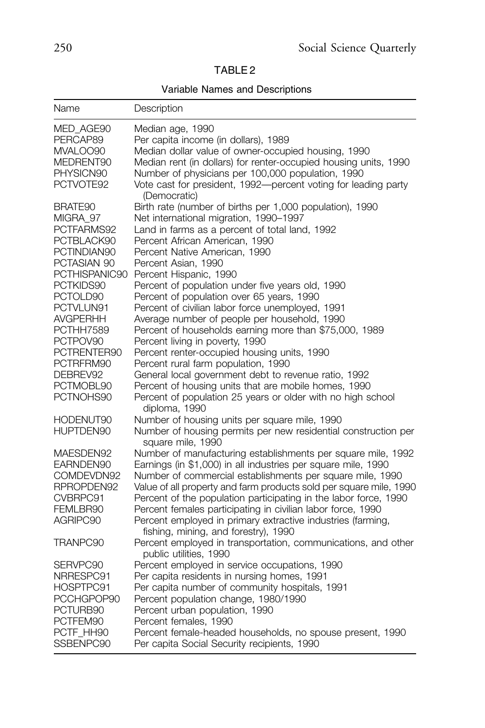TABLE 2

Variable Names and Descriptions

| Name | Description |
|---|---|
| MED_AGE90 | Median age, 1990 |
| PERCAP89 | Per capita income (in dollars), 1989 |
| MVALOO90 | Median dollar value of owner-occupied housing, 1990 |
| MEDRENT90 | Median rent (in dollars) for renter-occupied housing units, 1990 |
| PHYSICN90 | Number of physicians per 100,000 population, 1990 |
| PCTVOTE92 | Vote cast for president, 1992—percent voting for leading party (Democratic) |
| BRATE90 | Birth rate (number of births per 1,000 population), 1990 |
| MIGRA_97 | Net international migration, 1990–1997 |
| PCTFARMS92 | Land in farms as a percent of total land, 1992 |
| PCTBLACK90 | Percent African American, 1990 |
| PCTINDIAN90 | Percent Native American, 1990 |
| PCTASIAN 90 | Percent Asian, 1990 |
| PCTHISPANIC90 | Percent Hispanic, 1990 |
| PCTKIDS90 | Percent of population under five years old, 1990 |
| PCTOLD90 | Percent of population over 65 years, 1990 |
| PCTVLUN91 | Percent of civilian labor force unemployed, 1991 |
| AVGPERHH | Average number of people per household, 1990 |
| PCTHH7589 | Percent of households earning more than $75,000, 1989 |
| PCTPOV90 | Percent living in poverty, 1990 |
| PCTRENTER90 | Percent renter-occupied housing units, 1990 |
| PCTRFRM90 | Percent rural farm population, 1990 |
| DEBREV92 | General local government debt to revenue ratio, 1992 |
| PCTMOBL90 | Percent of housing units that are mobile homes, 1990 |
| PCTNOHS90 | Percent of population 25 years or older with no high school diploma, 1990 |
| HODENUT90 | Number of housing units per square mile, 1990 |
| HUPTDEN90 | Number of housing permits per new residential construction per square mile, 1990 |
| MAESDEN92 | Number of manufacturing establishments per square mile, 1992 |
| EARNDEN90 | Earnings (in $1,000) in all industries per square mile, 1990 |
| COMDEVDN92 | Number of commercial establishments per square mile, 1990 |
| RPROPDEN92 | Value of all property and farm products sold per square mile, 1990 |
| CVBRPC91 | Percent of the population participating in the labor force, 1990 |
| FEMLBR90 | Percent females participating in civilian labor force, 1990 |
| AGRIPC90 | Percent employed in primary extractive industries (farming, fishing, mining, and forestry), 1990 |
| TRANPC90 | Percent employed in transportation, communications, and other public utilities, 1990 |
| SERVPC90 | Percent employed in service occupations, 1990 |
| NRRESPC91 | Per capita residents in nursing homes, 1991 |
| HOSPTPC91 | Per capita number of community hospitals, 1991 |
| PCCHGPOP90 | Percent population change, 1980/1990 |
| PCTURB90 | Percent urban population, 1990 |
| PCTFEM90 | Percent females, 1990 |
| PCTF_HH90 | Percent female-headed households, no spouse present, 1990 |
| SSBENPC90 | Per capita Social Security recipients, 1990 |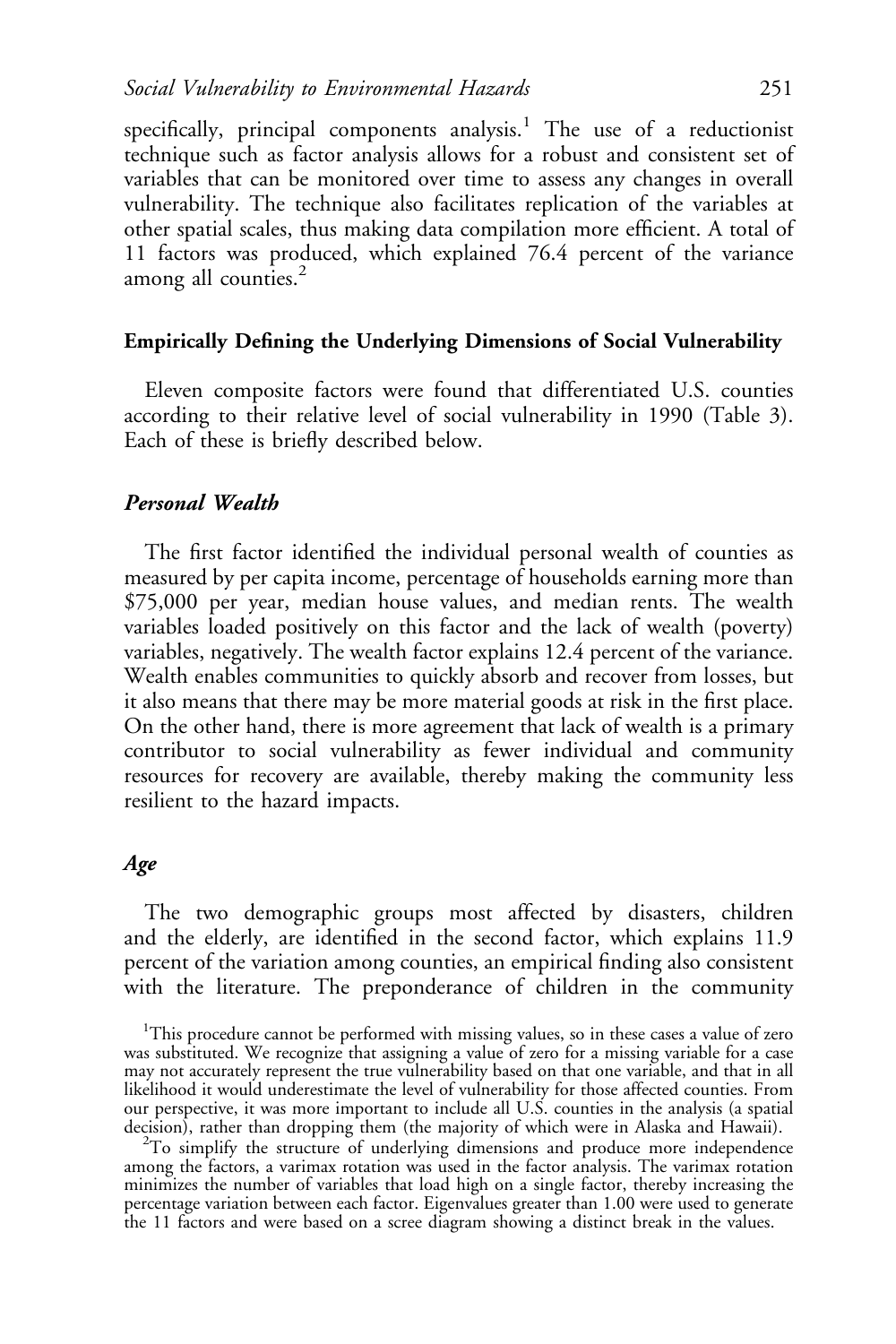specifically, principal components analysis.[1] The use of a reductionist technique such as factor analysis allows for a robust and consistent set of variables that can be monitored over time to assess any changes in overall vulnerability. The technique also facilitates replication of the variables at other spatial scales, thus making data compilation more efficient. A total of 11 factors was produced, which explained 76.4 percent of the variance among all counties.[2]

### Empirically Defining the Underlying Dimensions of Social Vulnerability

Eleven composite factors were found that differentiated U.S. counties according to their relative level of social vulnerability in 1990 (Table 3). Each of these is briefly described below.

#### *Personal Wealth*

The first factor identified the individual personal wealth of counties as measured by per capita income, percentage of households earning more than $75,000 per year, median house values, and median rents. The wealth variables loaded positively on this factor and the lack of wealth (poverty) variables, negatively. The wealth factor explains 12.4 percent of the variance. Wealth enables communities to quickly absorb and recover from losses, but it also means that there may be more material goods at risk in the first place. On the other hand, there is more agreement that lack of wealth is a primary contributor to social vulnerability as fewer individual and community resources for recovery are available, thereby making the community less resilient to the hazard impacts.

#### *Age*

The two demographic groups most affected by disasters, children and the elderly, are identified in the second factor, which explains 11.9 percent of the variation among counties, an empirical finding also consistent with the literature. The preponderance of children in the community

[1]This procedure cannot be performed with missing values, so in these cases a value of zero was substituted. We recognize that assigning a value of zero for a missing variable for a case may not accurately represent the true vulnerability based on that one variable, and that in all likelihood it would underestimate the level of vulnerability for those affected counties. From our perspective, it was more important to include all U.S. counties in the analysis (a spatial decision), rather than dropping them (the majority of which were in Alaska and Hawaii).

[2]To simplify the structure of underlying dimensions and produce more independence among the factors, a varimax rotation was used in the factor analysis. The varimax rotation minimizes the number of variables that load high on a single factor, thereby increasing the percentage variation between each factor. Eigenvalues greater than 1.00 were used to generate the 11 factors and were based on a scree diagram showing a distinct break in the values.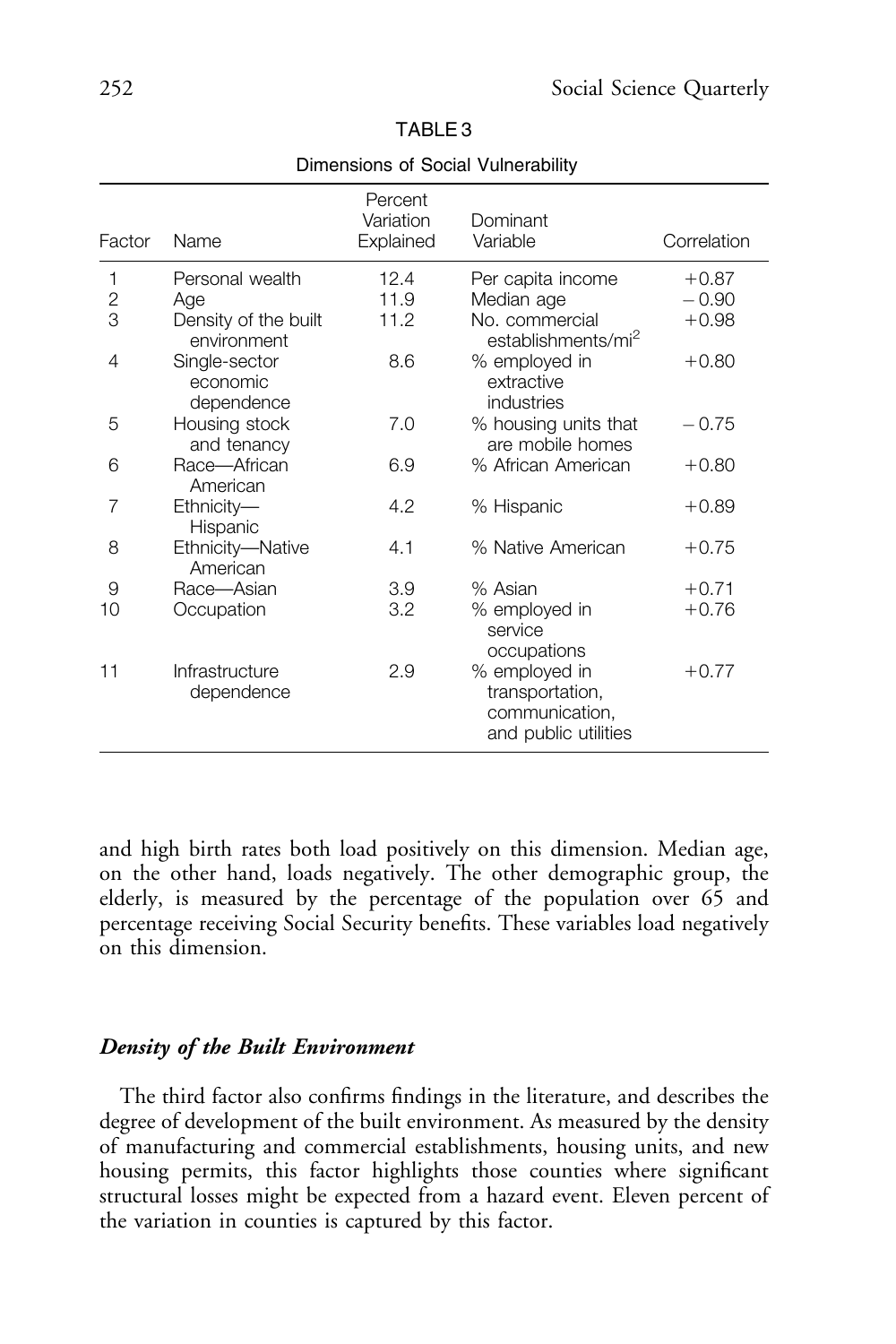TABLE 3

Dimensions of Social Vulnerability

| Factor | Name | Percent Variation Explained | Dominant Variable | Correlation |
|---|---|---|---|---|
| 1 | Personal wealth | 12.4 | Per capita income | +0.87 |
| 2 | Age | 11.9 | Median age | −0.90 |
| 3 | Density of the built environment | 11.2 | No. commercial establishments/mi$^2$ | +0.98 |
| 4 | Single-sector economic dependence | 8.6 | % employed in extractive industries | +0.80 |
| 5 | Housing stock and tenancy | 7.0 | % housing units that are mobile homes | −0.75 |
| 6 | Race—African American | 6.9 | % African American | +0.80 |
| 7 | Ethnicity—Hispanic | 4.2 | % Hispanic | +0.89 |
| 8 | Ethnicity—Native American | 4.1 | % Native American | +0.75 |
| 9 | Race—Asian | 3.9 | % Asian | +0.71 |
| 10 | Occupation | 3.2 | % employed in service occupations | +0.76 |
| 11 | Infrastructure dependence | 2.9 | % employed in transportation, communication, and public utilities | +0.77 |

and high birth rates both load positively on this dimension. Median age, on the other hand, loads negatively. The other demographic group, the elderly, is measured by the percentage of the population over 65 and percentage receiving Social Security benefits. These variables load negatively on this dimension.

### *Density of the Built Environment*

The third factor also confirms findings in the literature, and describes the degree of development of the built environment. As measured by the density of manufacturing and commercial establishments, housing units, and new housing permits, this factor highlights those counties where significant structural losses might be expected from a hazard event. Eleven percent of the variation in counties is captured by this factor.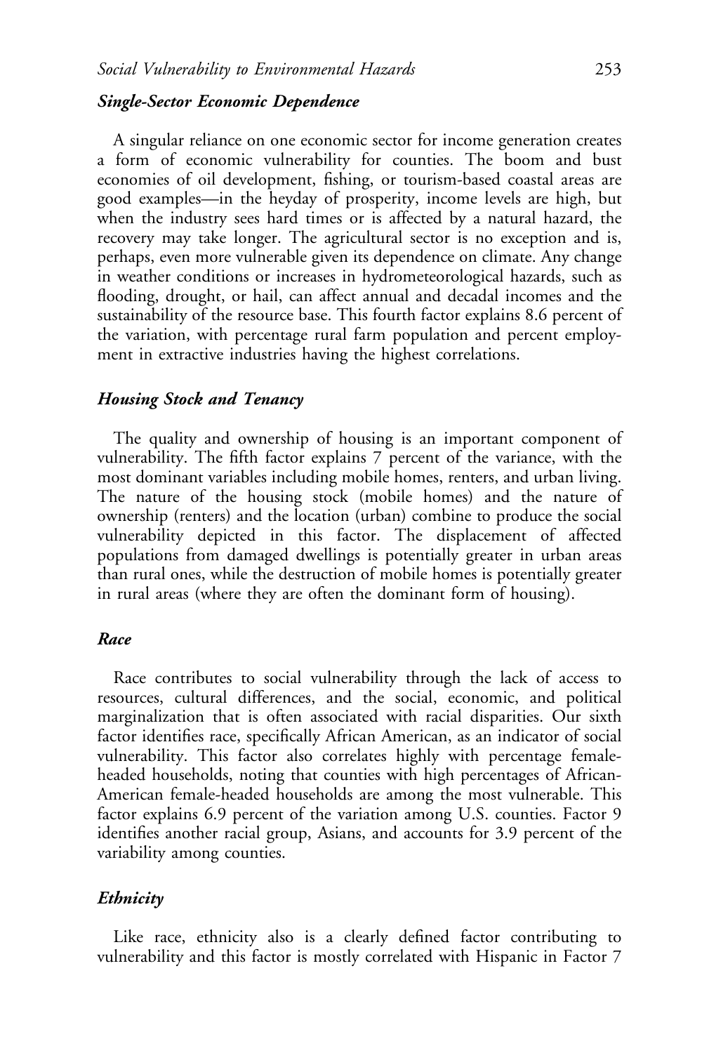### *Single-Sector Economic Dependence*

A singular reliance on one economic sector for income generation creates a form of economic vulnerability for counties. The boom and bust economies of oil development, fishing, or tourism-based coastal areas are good examples—in the heyday of prosperity, income levels are high, but when the industry sees hard times or is affected by a natural hazard, the recovery may take longer. The agricultural sector is no exception and is, perhaps, even more vulnerable given its dependence on climate. Any change in weather conditions or increases in hydrometeorological hazards, such as flooding, drought, or hail, can affect annual and decadal incomes and the sustainability of the resource base. This fourth factor explains 8.6 percent of the variation, with percentage rural farm population and percent employment in extractive industries having the highest correlations.

### *Housing Stock and Tenancy*

The quality and ownership of housing is an important component of vulnerability. The fifth factor explains 7 percent of the variance, with the most dominant variables including mobile homes, renters, and urban living. The nature of the housing stock (mobile homes) and the nature of ownership (renters) and the location (urban) combine to produce the social vulnerability depicted in this factor. The displacement of affected populations from damaged dwellings is potentially greater in urban areas than rural ones, while the destruction of mobile homes is potentially greater in rural areas (where they are often the dominant form of housing).

### *Race*

Race contributes to social vulnerability through the lack of access to resources, cultural differences, and the social, economic, and political marginalization that is often associated with racial disparities. Our sixth factor identifies race, specifically African American, as an indicator of social vulnerability. This factor also correlates highly with percentage female-headed households, noting that counties with high percentages of African-American female-headed households are among the most vulnerable. This factor explains 6.9 percent of the variation among U.S. counties. Factor 9 identifies another racial group, Asians, and accounts for 3.9 percent of the variability among counties.

### *Ethnicity*

Like race, ethnicity also is a clearly defined factor contributing to vulnerability and this factor is mostly correlated with Hispanic in Factor 7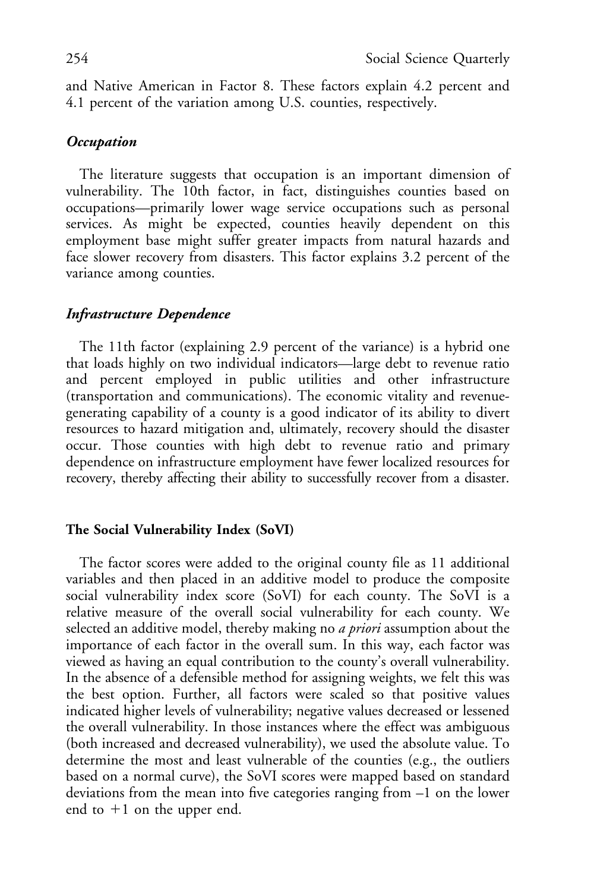and Native American in Factor 8. These factors explain 4.2 percent and 4.1 percent of the variation among U.S. counties, respectively.

### *Occupation*

The literature suggests that occupation is an important dimension of vulnerability. The 10th factor, in fact, distinguishes counties based on occupations—primarily lower wage service occupations such as personal services. As might be expected, counties heavily dependent on this employment base might suffer greater impacts from natural hazards and face slower recovery from disasters. This factor explains 3.2 percent of the variance among counties.

### *Infrastructure Dependence*

The 11th factor (explaining 2.9 percent of the variance) is a hybrid one that loads highly on two individual indicators—large debt to revenue ratio and percent employed in public utilities and other infrastructure (transportation and communications). The economic vitality and revenue-generating capability of a county is a good indicator of its ability to divert resources to hazard mitigation and, ultimately, recovery should the disaster occur. Those counties with high debt to revenue ratio and primary dependence on infrastructure employment have fewer localized resources for recovery, thereby affecting their ability to successfully recover from a disaster.

## The Social Vulnerability Index (SoVI)

The factor scores were added to the original county file as 11 additional variables and then placed in an additive model to produce the composite social vulnerability index score (SoVI) for each county. The SoVI is a relative measure of the overall social vulnerability for each county. We selected an additive model, thereby making no *a priori* assumption about the importance of each factor in the overall sum. In this way, each factor was viewed as having an equal contribution to the county's overall vulnerability. In the absence of a defensible method for assigning weights, we felt this was the best option. Further, all factors were scaled so that positive values indicated higher levels of vulnerability; negative values decreased or lessened the overall vulnerability. In those instances where the effect was ambiguous (both increased and decreased vulnerability), we used the absolute value. To determine the most and least vulnerable of the counties (e.g., the outliers based on a normal curve), the SoVI scores were mapped based on standard deviations from the mean into five categories ranging from –1 on the lower end to +1 on the upper end.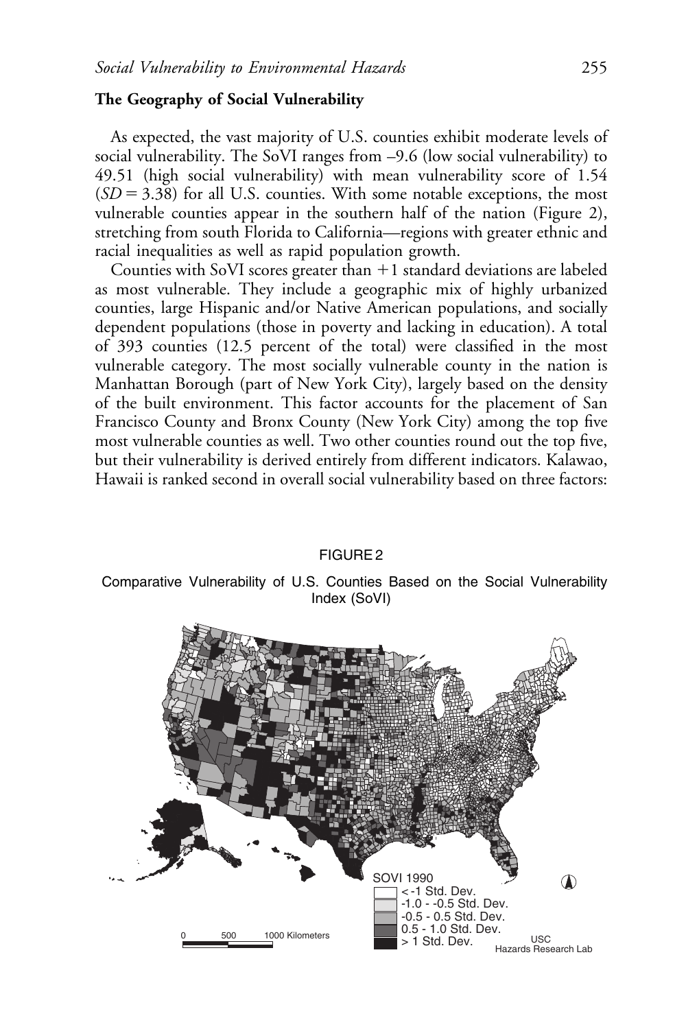### The Geography of Social Vulnerability

As expected, the vast majority of U.S. counties exhibit moderate levels of social vulnerability. The SoVI ranges from –9.6 (low social vulnerability) to 49.51 (high social vulnerability) with mean vulnerability score of 1.54 ($SD = 3.38$) for all U.S. counties. With some notable exceptions, the most vulnerable counties appear in the southern half of the nation (Figure 2), stretching from south Florida to California—regions with greater ethnic and racial inequalities as well as rapid population growth.

Counties with SoVI scores greater than +1 standard deviations are labeled as most vulnerable. They include a geographic mix of highly urbanized counties, large Hispanic and/or Native American populations, and socially dependent populations (those in poverty and lacking in education). A total of 393 counties (12.5 percent of the total) were classified in the most vulnerable category. The most socially vulnerable county in the nation is Manhattan Borough (part of New York City), largely based on the density of the built environment. This factor accounts for the placement of San Francisco County and Bronx County (New York City) among the top five most vulnerable counties as well. Two other counties round out the top five, but their vulnerability is derived entirely from different indicators. Kalawao, Hawaii is ranked second in overall social vulnerability based on three factors:

FIGURE 2

Comparative Vulnerability of U.S. Counties Based on the Social Vulnerability Index (SoVI)

SOVI 1990
- < -1 Std. Dev.
- -1.0 - -0.5 Std. Dev.
- -0.5 - 0.5 Std. Dev.
- 0.5 - 1.0 Std. Dev.
- \> 1 Std. Dev.

0 500 1000 Kilometers

USC Hazards Research Lab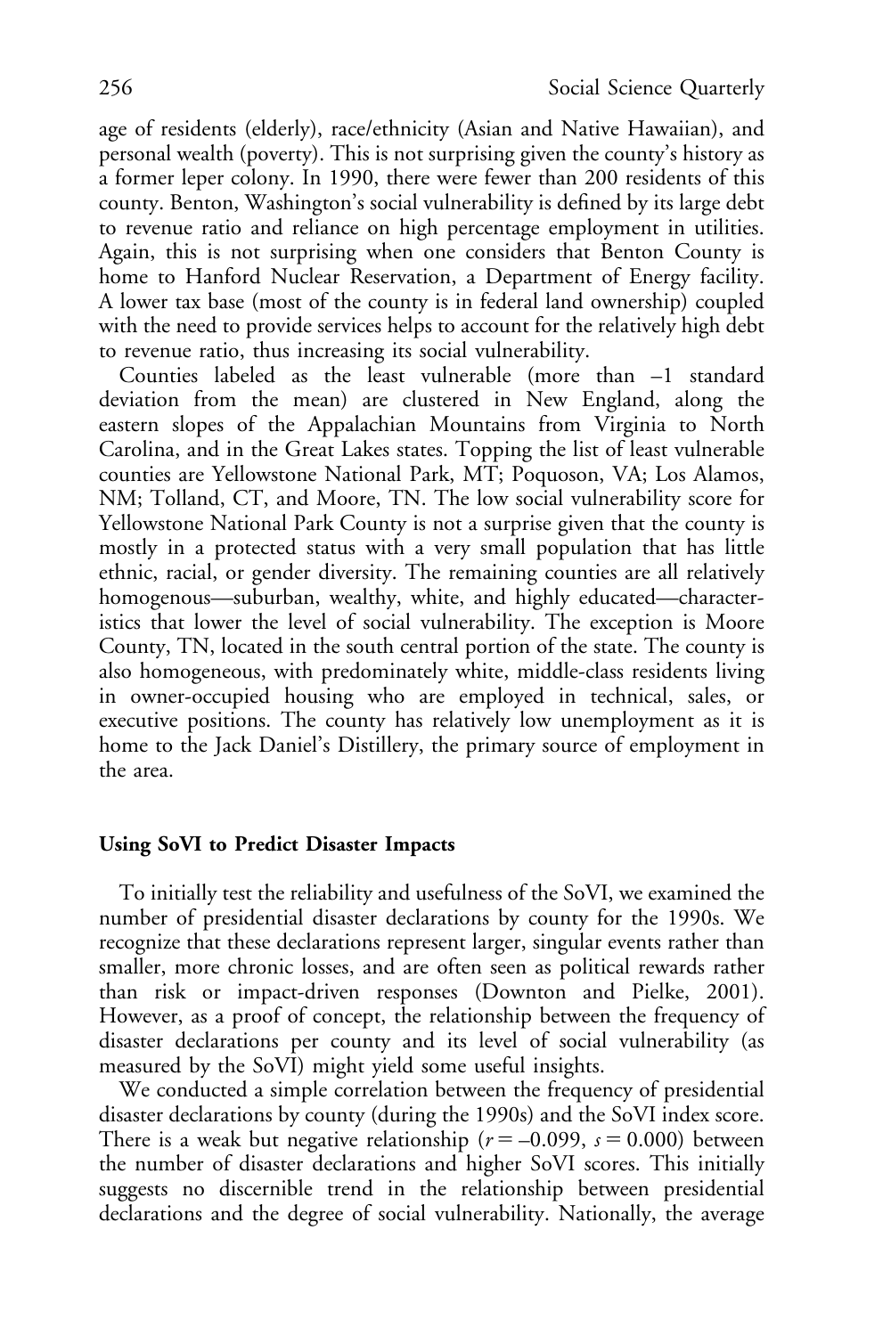age of residents (elderly), race/ethnicity (Asian and Native Hawaiian), and personal wealth (poverty). This is not surprising given the county's history as a former leper colony. In 1990, there were fewer than 200 residents of this county. Benton, Washington's social vulnerability is defined by its large debt to revenue ratio and reliance on high percentage employment in utilities. Again, this is not surprising when one considers that Benton County is home to Hanford Nuclear Reservation, a Department of Energy facility. A lower tax base (most of the county is in federal land ownership) coupled with the need to provide services helps to account for the relatively high debt to revenue ratio, thus increasing its social vulnerability.

Counties labeled as the least vulnerable (more than –1 standard deviation from the mean) are clustered in New England, along the eastern slopes of the Appalachian Mountains from Virginia to North Carolina, and in the Great Lakes states. Topping the list of least vulnerable counties are Yellowstone National Park, MT; Poquoson, VA; Los Alamos, NM; Tolland, CT, and Moore, TN. The low social vulnerability score for Yellowstone National Park County is not a surprise given that the county is mostly in a protected status with a very small population that has little ethnic, racial, or gender diversity. The remaining counties are all relatively homogenous—suburban, wealthy, white, and highly educated—characteristics that lower the level of social vulnerability. The exception is Moore County, TN, located in the south central portion of the state. The county is also homogeneous, with predominately white, middle-class residents living in owner-occupied housing who are employed in technical, sales, or executive positions. The county has relatively low unemployment as it is home to the Jack Daniel's Distillery, the primary source of employment in the area.

### Using SoVI to Predict Disaster Impacts

To initially test the reliability and usefulness of the SoVI, we examined the number of presidential disaster declarations by county for the 1990s. We recognize that these declarations represent larger, singular events rather than smaller, more chronic losses, and are often seen as political rewards rather than risk or impact-driven responses (Downton and Pielke, 2001). However, as a proof of concept, the relationship between the frequency of disaster declarations per county and its level of social vulnerability (as measured by the SoVI) might yield some useful insights.

We conducted a simple correlation between the frequency of presidential disaster declarations by county (during the 1990s) and the SoVI index score. There is a weak but negative relationship ($r = -0.099$, $s = 0.000$) between the number of disaster declarations and higher SoVI scores. This initially suggests no discernible trend in the relationship between presidential declarations and the degree of social vulnerability. Nationally, the average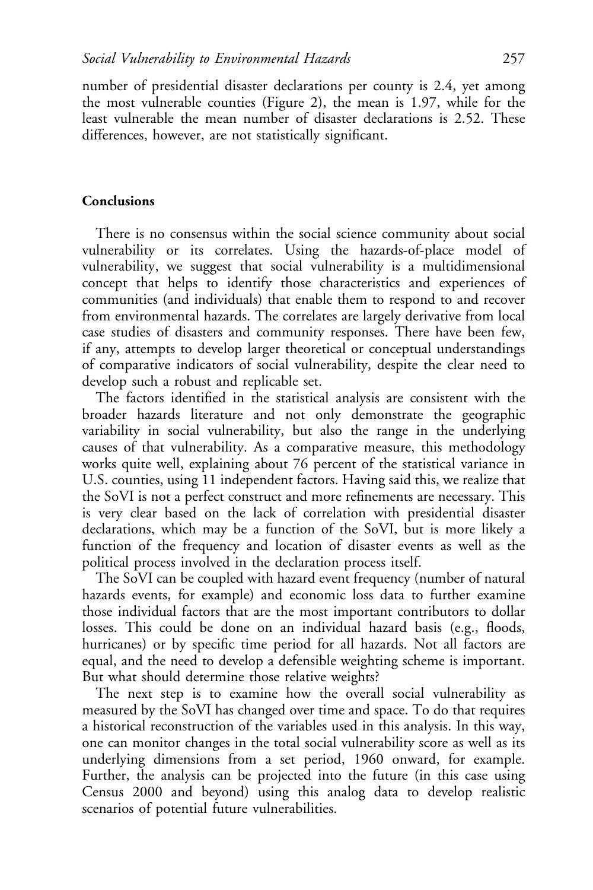number of presidential disaster declarations per county is 2.4, yet among the most vulnerable counties (Figure 2), the mean is 1.97, while for the least vulnerable the mean number of disaster declarations is 2.52. These differences, however, are not statistically significant.

## Conclusions

There is no consensus within the social science community about social vulnerability or its correlates. Using the hazards-of-place model of vulnerability, we suggest that social vulnerability is a multidimensional concept that helps to identify those characteristics and experiences of communities (and individuals) that enable them to respond to and recover from environmental hazards. The correlates are largely derivative from local case studies of disasters and community responses. There have been few, if any, attempts to develop larger theoretical or conceptual understandings of comparative indicators of social vulnerability, despite the clear need to develop such a robust and replicable set.

The factors identified in the statistical analysis are consistent with the broader hazards literature and not only demonstrate the geographic variability in social vulnerability, but also the range in the underlying causes of that vulnerability. As a comparative measure, this methodology works quite well, explaining about 76 percent of the statistical variance in U.S. counties, using 11 independent factors. Having said this, we realize that the SoVI is not a perfect construct and more refinements are necessary. This is very clear based on the lack of correlation with presidential disaster declarations, which may be a function of the SoVI, but is more likely a function of the frequency and location of disaster events as well as the political process involved in the declaration process itself.

The SoVI can be coupled with hazard event frequency (number of natural hazards events, for example) and economic loss data to further examine those individual factors that are the most important contributors to dollar losses. This could be done on an individual hazard basis (e.g., floods, hurricanes) or by specific time period for all hazards. Not all factors are equal, and the need to develop a defensible weighting scheme is important. But what should determine those relative weights?

The next step is to examine how the overall social vulnerability as measured by the SoVI has changed over time and space. To do that requires a historical reconstruction of the variables used in this analysis. In this way, one can monitor changes in the total social vulnerability score as well as its underlying dimensions from a set period, 1960 onward, for example. Further, the analysis can be projected into the future (in this case using Census 2000 and beyond) using this analog data to develop realistic scenarios of potential future vulnerabilities.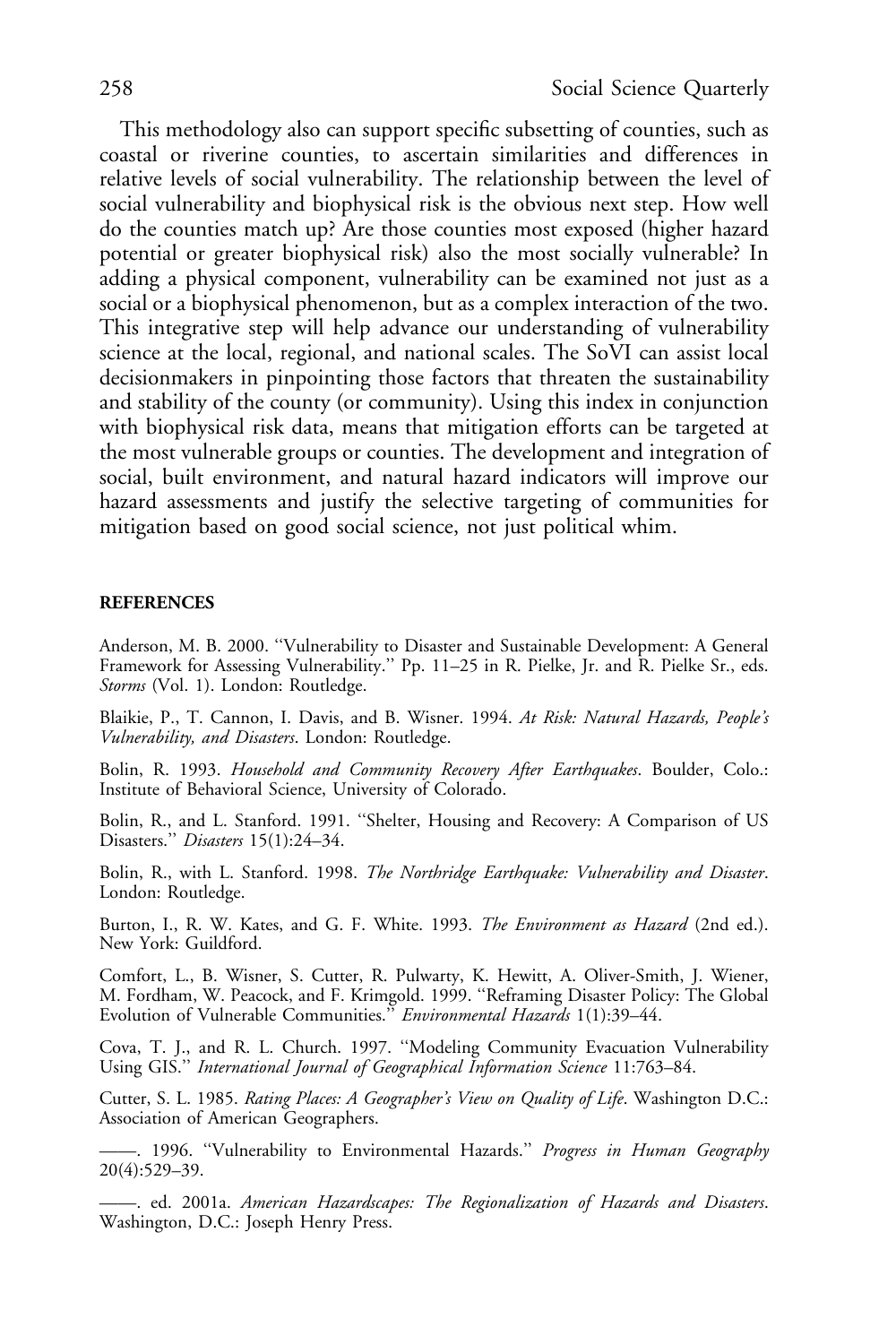This methodology also can support specific subsetting of counties, such as coastal or riverine counties, to ascertain similarities and differences in relative levels of social vulnerability. The relationship between the level of social vulnerability and biophysical risk is the obvious next step. How well do the counties match up? Are those counties most exposed (higher hazard potential or greater biophysical risk) also the most socially vulnerable? In adding a physical component, vulnerability can be examined not just as a social or a biophysical phenomenon, but as a complex interaction of the two. This integrative step will help advance our understanding of vulnerability science at the local, regional, and national scales. The SoVI can assist local decisionmakers in pinpointing those factors that threaten the sustainability and stability of the county (or community). Using this index in conjunction with biophysical risk data, means that mitigation efforts can be targeted at the most vulnerable groups or counties. The development and integration of social, built environment, and natural hazard indicators will improve our hazard assessments and justify the selective targeting of communities for mitigation based on good social science, not just political whim.

## REFERENCES

Anderson, M. B. 2000. "Vulnerability to Disaster and Sustainable Development: A General Framework for Assessing Vulnerability." Pp. 11–25 in R. Pielke, Jr. and R. Pielke Sr., eds. *Storms* (Vol. 1). London: Routledge.

Blaikie, P., T. Cannon, I. Davis, and B. Wisner. 1994. *At Risk: Natural Hazards, People's Vulnerability, and Disasters*. London: Routledge.

Bolin, R. 1993. *Household and Community Recovery After Earthquakes*. Boulder, Colo.: Institute of Behavioral Science, University of Colorado.

Bolin, R., and L. Stanford. 1991. "Shelter, Housing and Recovery: A Comparison of US Disasters." *Disasters* 15(1):24–34.

Bolin, R., with L. Stanford. 1998. *The Northridge Earthquake: Vulnerability and Disaster*. London: Routledge.

Burton, I., R. W. Kates, and G. F. White. 1993. *The Environment as Hazard* (2nd ed.). New York: Guildford.

Comfort, L., B. Wisner, S. Cutter, R. Pulwarty, K. Hewitt, A. Oliver-Smith, J. Wiener, M. Fordham, W. Peacock, and F. Krimgold. 1999. "Reframing Disaster Policy: The Global Evolution of Vulnerable Communities." *Environmental Hazards* 1(1):39–44.

Cova, T. J., and R. L. Church. 1997. "Modeling Community Evacuation Vulnerability Using GIS." *International Journal of Geographical Information Science* 11:763–84.

Cutter, S. L. 1985. *Rating Places: A Geographer's View on Quality of Life*. Washington D.C.: Association of American Geographers.

——. 1996. "Vulnerability to Environmental Hazards." *Progress in Human Geography* 20(4):529–39.

——. ed. 2001a. *American Hazardscapes: The Regionalization of Hazards and Disasters*. Washington, D.C.: Joseph Henry Press.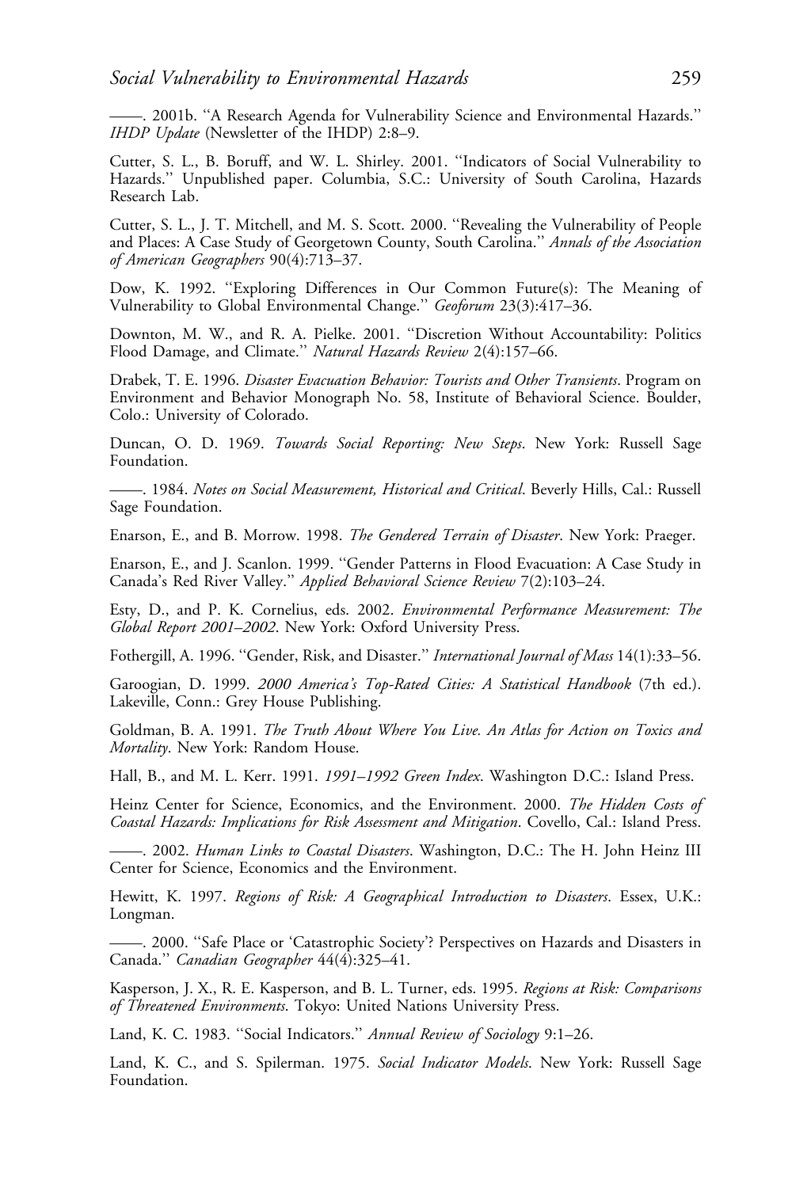——. 2001b. "A Research Agenda for Vulnerability Science and Environmental Hazards." *IHDP Update* (Newsletter of the IHDP) 2:8–9.

Cutter, S. L., B. Boruff, and W. L. Shirley. 2001. "Indicators of Social Vulnerability to Hazards." Unpublished paper. Columbia, S.C.: University of South Carolina, Hazards Research Lab.

Cutter, S. L., J. T. Mitchell, and M. S. Scott. 2000. "Revealing the Vulnerability of People and Places: A Case Study of Georgetown County, South Carolina." *Annals of the Association of American Geographers* 90(4):713–37.

Dow, K. 1992. "Exploring Differences in Our Common Future(s): The Meaning of Vulnerability to Global Environmental Change." *Geoforum* 23(3):417–36.

Downton, M. W., and R. A. Pielke. 2001. "Discretion Without Accountability: Politics Flood Damage, and Climate." *Natural Hazards Review* 2(4):157–66.

Drabek, T. E. 1996. *Disaster Evacuation Behavior: Tourists and Other Transients*. Program on Environment and Behavior Monograph No. 58, Institute of Behavioral Science. Boulder, Colo.: University of Colorado.

Duncan, O. D. 1969. *Towards Social Reporting: New Steps*. New York: Russell Sage Foundation.

——. 1984. *Notes on Social Measurement, Historical and Critical*. Beverly Hills, Cal.: Russell Sage Foundation.

Enarson, E., and B. Morrow. 1998. *The Gendered Terrain of Disaster*. New York: Praeger.

Enarson, E., and J. Scanlon. 1999. "Gender Patterns in Flood Evacuation: A Case Study in Canada's Red River Valley." *Applied Behavioral Science Review* 7(2):103–24.

Esty, D., and P. K. Cornelius, eds. 2002. *Environmental Performance Measurement: The Global Report 2001–2002*. New York: Oxford University Press.

Fothergill, A. 1996. "Gender, Risk, and Disaster." *International Journal of Mass* 14(1):33–56.

Garoogian, D. 1999. *2000 America's Top-Rated Cities: A Statistical Handbook* (7th ed.). Lakeville, Conn.: Grey House Publishing.

Goldman, B. A. 1991. *The Truth About Where You Live. An Atlas for Action on Toxics and Mortality*. New York: Random House.

Hall, B., and M. L. Kerr. 1991. *1991–1992 Green Index*. Washington D.C.: Island Press.

Heinz Center for Science, Economics, and the Environment. 2000. *The Hidden Costs of Coastal Hazards: Implications for Risk Assessment and Mitigation*. Covello, Cal.: Island Press.

——. 2002. *Human Links to Coastal Disasters*. Washington, D.C.: The H. John Heinz III Center for Science, Economics and the Environment.

Hewitt, K. 1997. *Regions of Risk: A Geographical Introduction to Disasters*. Essex, U.K.: Longman.

——. 2000. "Safe Place or 'Catastrophic Society'? Perspectives on Hazards and Disasters in Canada." *Canadian Geographer* 44(4):325–41.

Kasperson, J. X., R. E. Kasperson, and B. L. Turner, eds. 1995. *Regions at Risk: Comparisons of Threatened Environments*. Tokyo: United Nations University Press.

Land, K. C. 1983. "Social Indicators." *Annual Review of Sociology* 9:1–26.

Land, K. C., and S. Spilerman. 1975. *Social Indicator Models*. New York: Russell Sage Foundation.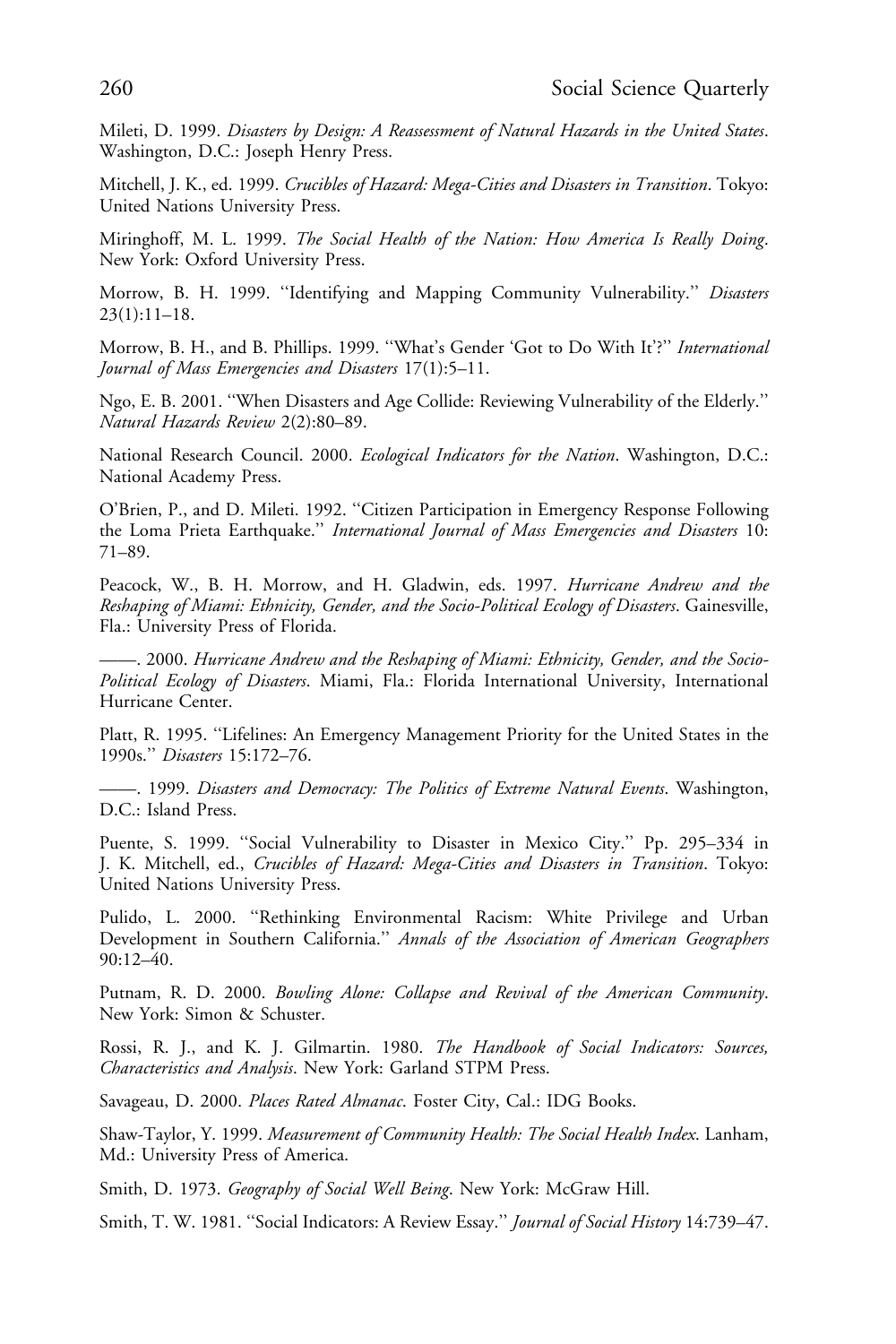Mileti, D. 1999. *Disasters by Design: A Reassessment of Natural Hazards in the United States*. Washington, D.C.: Joseph Henry Press.

Mitchell, J. K., ed. 1999. *Crucibles of Hazard: Mega-Cities and Disasters in Transition*. Tokyo: United Nations University Press.

Miringhoff, M. L. 1999. *The Social Health of the Nation: How America Is Really Doing*. New York: Oxford University Press.

Morrow, B. H. 1999. ''Identifying and Mapping Community Vulnerability.'' *Disasters* 23(1):11–18.

Morrow, B. H., and B. Phillips. 1999. ''What's Gender 'Got to Do With It'?'' *International Journal of Mass Emergencies and Disasters* 17(1):5–11.

Ngo, E. B. 2001. ''When Disasters and Age Collide: Reviewing Vulnerability of the Elderly.'' *Natural Hazards Review* 2(2):80–89.

National Research Council. 2000. *Ecological Indicators for the Nation*. Washington, D.C.: National Academy Press.

O'Brien, P., and D. Mileti. 1992. ''Citizen Participation in Emergency Response Following the Loma Prieta Earthquake.'' *International Journal of Mass Emergencies and Disasters* 10: 71–89.

Peacock, W., B. H. Morrow, and H. Gladwin, eds. 1997. *Hurricane Andrew and the Reshaping of Miami: Ethnicity, Gender, and the Socio-Political Ecology of Disasters*. Gainesville, Fla.: University Press of Florida.

——. 2000. *Hurricane Andrew and the Reshaping of Miami: Ethnicity, Gender, and the Socio-Political Ecology of Disasters*. Miami, Fla.: Florida International University, International Hurricane Center.

Platt, R. 1995. ''Lifelines: An Emergency Management Priority for the United States in the 1990s.'' *Disasters* 15:172–76.

——. 1999. *Disasters and Democracy: The Politics of Extreme Natural Events*. Washington, D.C.: Island Press.

Puente, S. 1999. ''Social Vulnerability to Disaster in Mexico City.'' Pp. 295–334 in J. K. Mitchell, ed., *Crucibles of Hazard: Mega-Cities and Disasters in Transition*. Tokyo: United Nations University Press.

Pulido, L. 2000. ''Rethinking Environmental Racism: White Privilege and Urban Development in Southern California.'' *Annals of the Association of American Geographers* 90:12–40.

Putnam, R. D. 2000. *Bowling Alone: Collapse and Revival of the American Community*. New York: Simon & Schuster.

Rossi, R. J., and K. J. Gilmartin. 1980. *The Handbook of Social Indicators: Sources, Characteristics and Analysis*. New York: Garland STPM Press.

Savageau, D. 2000. *Places Rated Almanac*. Foster City, Cal.: IDG Books.

Shaw-Taylor, Y. 1999. *Measurement of Community Health: The Social Health Index*. Lanham, Md.: University Press of America.

Smith, D. 1973. *Geography of Social Well Being*. New York: McGraw Hill.

Smith, T. W. 1981. ''Social Indicators: A Review Essay.'' *Journal of Social History* 14:739–47.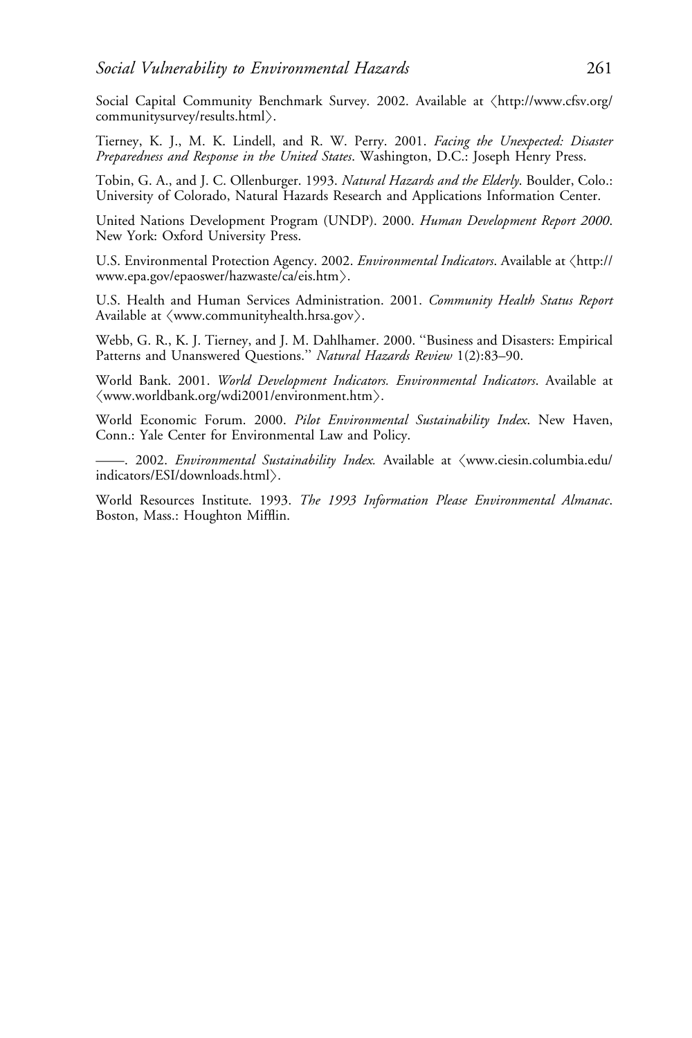Social Capital Community Benchmark Survey. 2002. Available at ⟨http://www.cfsv.org/communitysurvey/results.html⟩.

Tierney, K. J., M. K. Lindell, and R. W. Perry. 2001. *Facing the Unexpected: Disaster Preparedness and Response in the United States*. Washington, D.C.: Joseph Henry Press.

Tobin, G. A., and J. C. Ollenburger. 1993. *Natural Hazards and the Elderly*. Boulder, Colo.: University of Colorado, Natural Hazards Research and Applications Information Center.

United Nations Development Program (UNDP). 2000. *Human Development Report 2000*. New York: Oxford University Press.

U.S. Environmental Protection Agency. 2002. *Environmental Indicators*. Available at ⟨http://www.epa.gov/epaoswer/hazwaste/ca/eis.htm⟩.

U.S. Health and Human Services Administration. 2001. *Community Health Status Report* Available at ⟨www.communityhealth.hrsa.gov⟩.

Webb, G. R., K. J. Tierney, and J. M. Dahlhamer. 2000. "Business and Disasters: Empirical Patterns and Unanswered Questions." *Natural Hazards Review* 1(2):83–90.

World Bank. 2001. *World Development Indicators. Environmental Indicators*. Available at ⟨www.worldbank.org/wdi2001/environment.htm⟩.

World Economic Forum. 2000. *Pilot Environmental Sustainability Index*. New Haven, Conn.: Yale Center for Environmental Law and Policy.

——. 2002. *Environmental Sustainability Index.* Available at ⟨www.ciesin.columbia.edu/indicators/ESI/downloads.html⟩.

World Resources Institute. 1993. *The 1993 Information Please Environmental Almanac*. Boston, Mass.: Houghton Mifflin.